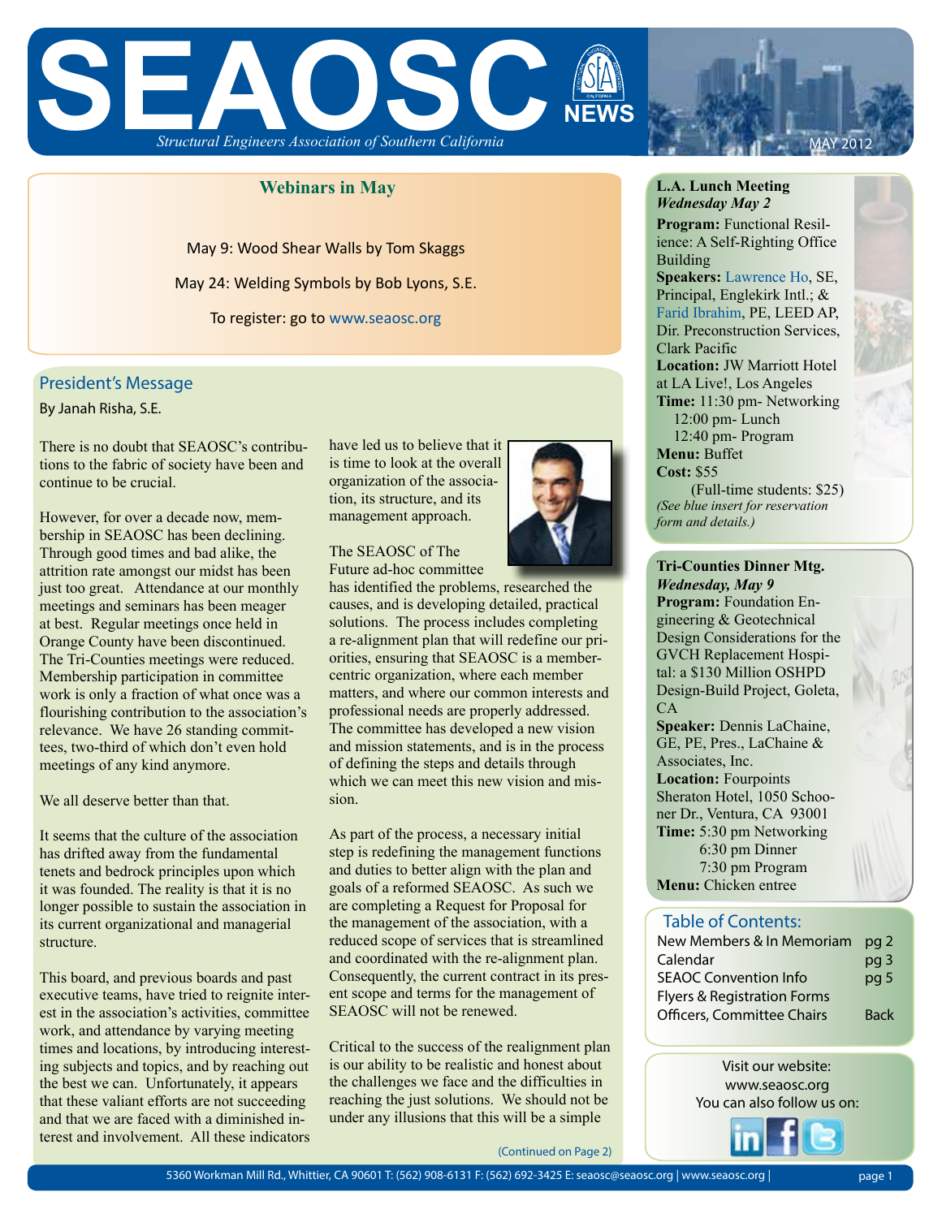# SEAOSC NEWS

*Structural Engineers Association of Southern California*

MAY 2012

## Webinars in May

May 9: Wood Shear Walls by Tom Skaggs

May 24: Welding Symbols by Bob Lyons, S.E.

To register: go to www.seaosc.org

## President's Message

By Janah Risha, S.E.

There is no doubt that SEAOSC's contributions to the fabric of society have been and continue to be crucial.

However, for over a decade now, membership in SEAOSC has been declining. Through good times and bad alike, the attrition rate amongst our midst has been just too great. Attendance at our monthly meetings and seminars has been meager at best. Regular meetings once held in Orange County have been discontinued. The Tri-Counties meetings were reduced. Membership participation in committee work is only a fraction of what once was a flourishing contribution to the association's relevance. We have 26 standing committees, two-third of which don't even hold meetings of any kind anymore.

We all deserve better than that.

It seems that the culture of the association has drifted away from the fundamental tenets and bedrock principles upon which it was founded. The reality is that it is no longer possible to sustain the association in its current organizational and managerial structure.

This board, and previous boards and past executive teams, have tried to reignite interest in the association's activities, committee work, and attendance by varying meeting times and locations, by introducing interesting subjects and topics, and by reaching out the best we can. Unfortunately, it appears that these valiant efforts are not succeeding and that we are faced with a diminished interest and involvement. All these indicators have led us to believe that it is time to look at the overall organization of the association, its structure, and its management approach.

The SEAOSC of The Future ad-hoc committee has identified the problems, researched the causes, and is developing detailed, practical solutions. The process includes completing a re-alignment plan that will redefine our priorities, ensuring that SEAOSC is a member-centric organization, where each member matters, and where our common interests and professional needs are properly addressed. The committee has developed a new vision and mission statements, and is in the process of defining the steps and details through which we can meet this new vision and mission.

As part of the process, a necessary initial step is redefining the management functions and duties to better align with the plan and goals of a reformed SEAOSC. As such we are completing a Request for Proposal for the management of the association, with a reduced scope of services that is streamlined and coordinated with the re-alignment plan. Consequently, the current contract in its present scope and terms for the management of SEAOSC will not be renewed.

Critical to the success of the realignment plan is our ability to be realistic and honest about the challenges we face and the difficulties in reaching the just solutions. We should not be under any illusions that this will be a simple

(Continued on Page 2)

### L.A. Lunch Meeting
***Wednesday May 2***

**Program:** Functional Resilience: A Self-Righting Office Building

**Speakers:** Lawrence Ho, SE, Principal, Englekirk Intl.; & Farid Ibrahim, PE, LEED AP, Dir. Preconstruction Services, Clark Pacific

**Location:** JW Marriott Hotel at LA Live!, Los Angeles

**Time:** 11:30 pm- Networking
12:00 pm- Lunch
12:40 pm- Program

**Menu:** Buffet

**Cost:** $55
(Full-time students: $25)

*(See blue insert for reservation form and details.)*

### Tri-Counties Dinner Mtg.
***Wednesday, May 9***

**Program:** Foundation Engineering & Geotechnical Design Considerations for the GVCH Replacement Hospital: a $130 Million OSHPD Design-Build Project, Goleta, CA

**Speaker:** Dennis LaChaine, GE, PE, Pres., LaChaine & Associates, Inc.

**Location:** Fourpoints Sheraton Hotel, 1050 Schooner Dr., Ventura, CA 93001

**Time:** 5:30 pm Networking
6:30 pm Dinner
7:30 pm Program

**Menu:** Chicken entree

### Table of Contents:

| | |
|---|---|
| New Members & In Memoriam | pg 2 |
| Calendar | pg 3 |
| SEAOC Convention Info | pg 5 |
| Flyers & Registration Forms | |
| Officers, Committee Chairs | Back |

Visit our website:
www.seaosc.org
You can also follow us on:

5360 Workman Mill Rd., Whittier, CA 90601 T: (562) 908-6131 F: (562) 692-3425 E: seaosc@seaosc.org | www.seaosc.org |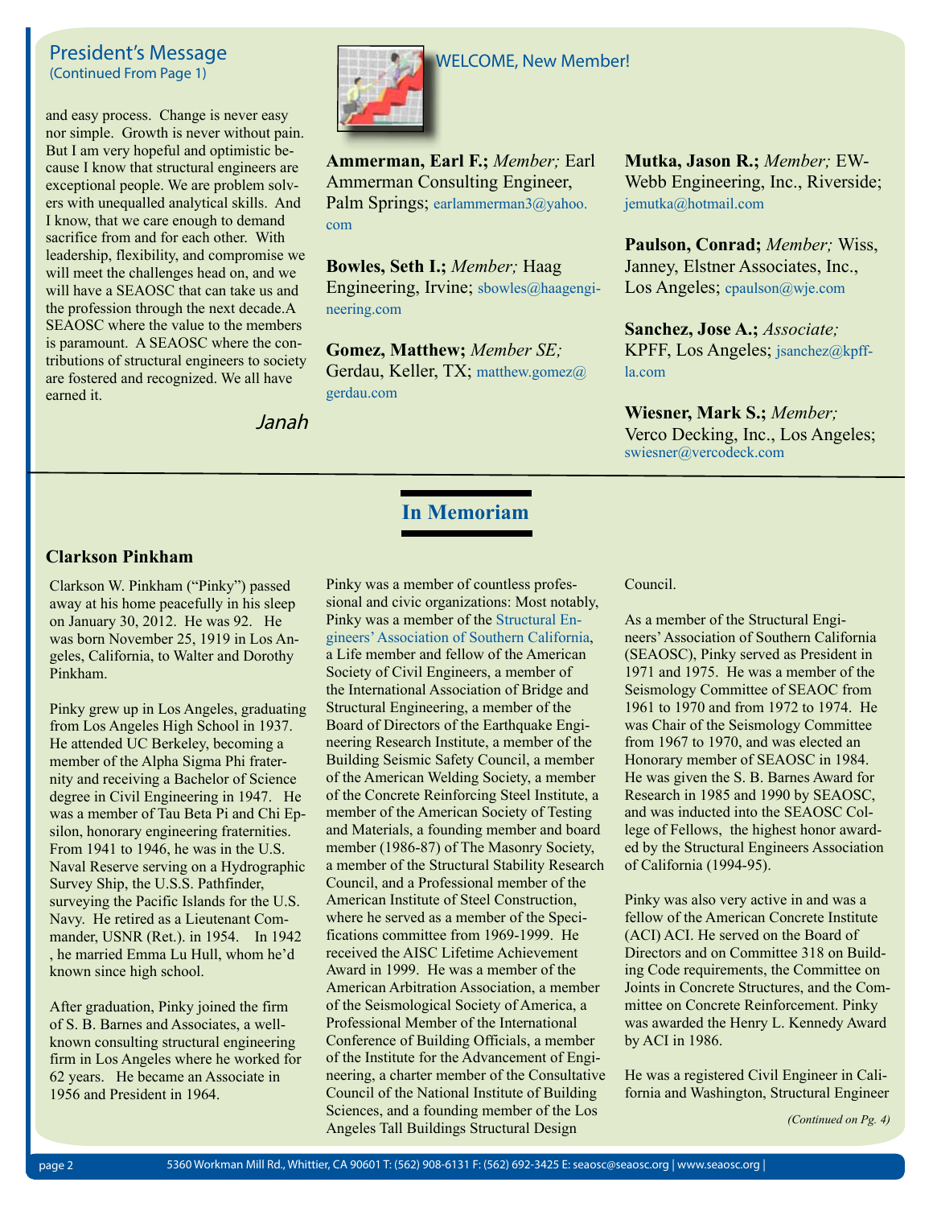## President's Message

(Continued From Page 1)

and easy process. Change is never easy nor simple. Growth is never without pain. But I am very hopeful and optimistic because I know that structural engineers are exceptional people. We are problem solvers with unequalled analytical skills. And I know, that we care enough to demand sacrifice from and for each other. With leadership, flexibility, and compromise we will meet the challenges head on, and we will have a SEAOSC that can take us and the profession through the next decade.A SEAOSC where the value to the members is paramount. A SEAOSC where the contributions of structural engineers to society are fostered and recognized. We all have earned it.

*Janah*

## WELCOME, New Member!

**Ammerman, Earl F.;** *Member;* Earl Ammerman Consulting Engineer, Palm Springs; earlammerman3@yahoo.com

**Bowles, Seth I.;** *Member;* Haag Engineering, Irvine; sbowles@haagengineering.com

**Gomez, Matthew;** *Member SE;* Gerdau, Keller, TX; matthew.gomez@gerdau.com

**Mutka, Jason R.;** *Member;* EW-Webb Engineering, Inc., Riverside; jemutka@hotmail.com

**Paulson, Conrad;** *Member;* Wiss, Janney, Elstner Associates, Inc., Los Angeles; cpaulson@wje.com

**Sanchez, Jose A.;** *Associate;* KPFF, Los Angeles; jsanchez@kpff-la.com

**Wiesner, Mark S.;** *Member;* Verco Decking, Inc., Los Angeles; swiesner@vercodeck.com

# In Memoriam

### Clarkson Pinkham

Clarkson W. Pinkham ("Pinky") passed away at his home peacefully in his sleep on January 30, 2012. He was 92. He was born November 25, 1919 in Los Angeles, California, to Walter and Dorothy Pinkham.

Pinky grew up in Los Angeles, graduating from Los Angeles High School in 1937. He attended UC Berkeley, becoming a member of the Alpha Sigma Phi fraternity and receiving a Bachelor of Science degree in Civil Engineering in 1947. He was a member of Tau Beta Pi and Chi Epsilon, honorary engineering fraternities. From 1941 to 1946, he was in the U.S. Naval Reserve serving on a Hydrographic Survey Ship, the U.S.S. Pathfinder, surveying the Pacific Islands for the U.S. Navy. He retired as a Lieutenant Commander, USNR (Ret.). in 1954. In 1942 , he married Emma Lu Hull, whom he'd known since high school.

After graduation, Pinky joined the firm of S. B. Barnes and Associates, a well-known consulting structural engineering firm in Los Angeles where he worked for 62 years. He became an Associate in 1956 and President in 1964.

Pinky was a member of countless professional and civic organizations: Most notably, Pinky was a member of the Structural Engineers' Association of Southern California, a Life member and fellow of the American Society of Civil Engineers, a member of the International Association of Bridge and Structural Engineering, a member of the Board of Directors of the Earthquake Engineering Research Institute, a member of the Building Seismic Safety Council, a member of the American Welding Society, a member of the Concrete Reinforcing Steel Institute, a member of the American Society of Testing and Materials, a founding member and board member (1986-87) of The Masonry Society, a member of the Structural Stability Research Council, and a Professional member of the American Institute of Steel Construction, where he served as a member of the Specifications committee from 1969-1999. He received the AISC Lifetime Achievement Award in 1999. He was a member of the American Arbitration Association, a member of the Seismological Society of America, a Professional Member of the International Conference of Building Officials, a member of the Institute for the Advancement of Engineering, a charter member of the Consultative Council of the National Institute of Building Sciences, and a founding member of the Los Angeles Tall Buildings Structural Design Council.

As a member of the Structural Engineers' Association of Southern California (SEAOSC), Pinky served as President in 1971 and 1975. He was a member of the Seismology Committee of SEAOC from 1961 to 1970 and from 1972 to 1974. He was Chair of the Seismology Committee from 1967 to 1970, and was elected an Honorary member of SEAOSC in 1984. He was given the S. B. Barnes Award for Research in 1985 and 1990 by SEAOSC, and was inducted into the SEAOSC College of Fellows, the highest honor awarded by the Structural Engineers Association of California (1994-95).

Pinky was also very active in and was a fellow of the American Concrete Institute (ACI) ACI. He served on the Board of Directors and on Committee 318 on Building Code requirements, the Committee on Joints in Concrete Structures, and the Committee on Concrete Reinforcement. Pinky was awarded the Henry L. Kennedy Award by ACI in 1986.

He was a registered Civil Engineer in California and Washington, Structural Engineer

*(Continued on Pg. 4)*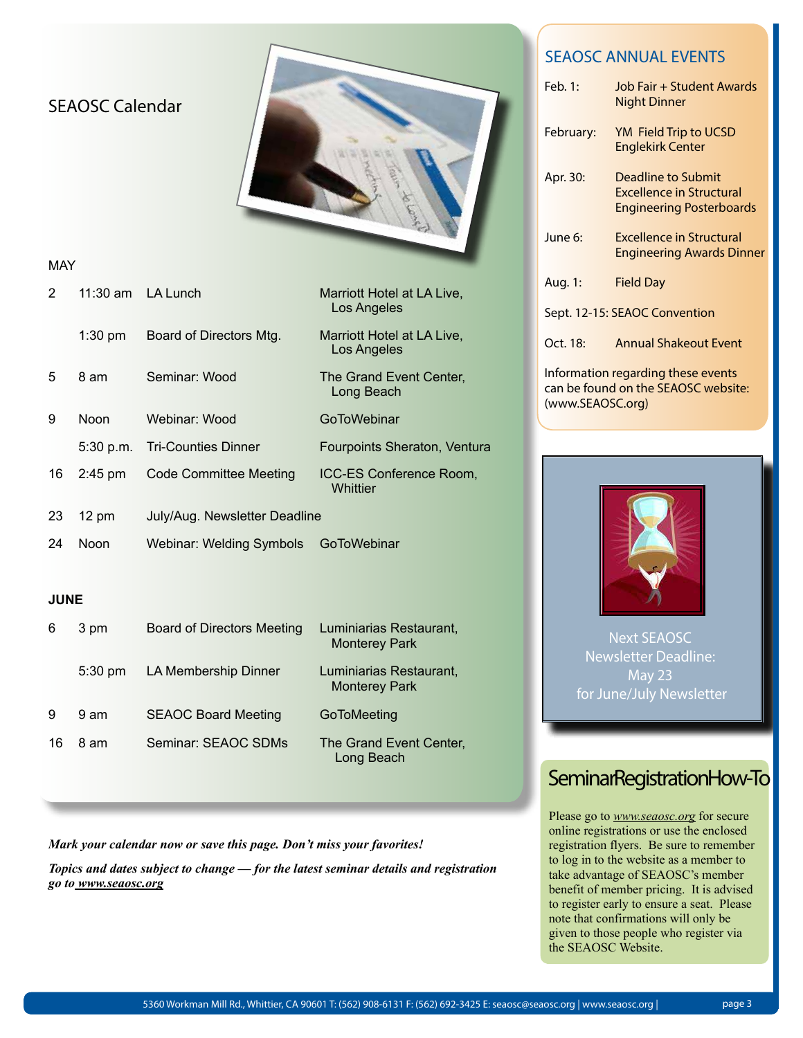## SEAOSC Calendar

### MAY

| Date | Time | Event | Location |
|---|---|---|---|
| 2 | 11:30 am | LA Lunch | Marriott Hotel at LA Live, Los Angeles |
| | 1:30 pm | Board of Directors Mtg. | Marriott Hotel at LA Live, Los Angeles |
| 5 | 8 am | Seminar: Wood | The Grand Event Center, Long Beach |
| 9 | Noon | Webinar: Wood | GoToWebinar |
| | 5:30 p.m. | Tri-Counties Dinner | Fourpoints Sheraton, Ventura |
| 16 | 2:45 pm | Code Committee Meeting | ICC-ES Conference Room, Whittier |
| 23 | 12 pm | July/Aug. Newsletter Deadline | |
| 24 | Noon | Webinar: Welding Symbols | GoToWebinar |

### JUNE

| Date | Time | Event | Location |
|---|---|---|---|
| 6 | 3 pm | Board of Directors Meeting | Luminiarias Restaurant, Monterey Park |
| | 5:30 pm | LA Membership Dinner | Luminiarias Restaurant, Monterey Park |
| 9 | 9 am | SEAOC Board Meeting | GoToMeeting |
| 16 | 8 am | Seminar: SEAOC SDMs | The Grand Event Center, Long Beach |

***Mark your calendar now or save this page. Don't miss your favorites!***

***Topics and dates subject to change — for the latest seminar details and registration go to www.seaosc.org***

## SEAOSC ANNUAL EVENTS

| | |
|---|---|
| Feb. 1: | Job Fair + Student Awards Night Dinner |
| February: | YM Field Trip to UCSD Englekirk Center |
| Apr. 30: | Deadline to Submit Excellence in Structural Engineering Posterboards |
| June 6: | Excellence in Structural Engineering Awards Dinner |
| Aug. 1: | Field Day |
| Sept. 12-15: | SEAOC Convention |
| Oct. 18: | Annual Shakeout Event |

Information regarding these events can be found on the SEAOSC website: (www.SEAOSC.org)

Next SEAOSC Newsletter Deadline: May 23 for June/July Newsletter

## SeminarRegistrationHow-To

Please go to *www.seaosc.org* for secure online registrations or use the enclosed registration flyers. Be sure to remember to log in to the website as a member to take advantage of SEAOSC's member benefit of member pricing. It is advised to register early to ensure a seat. Please note that confirmations will only be given to those people who register via the SEAOSC Website.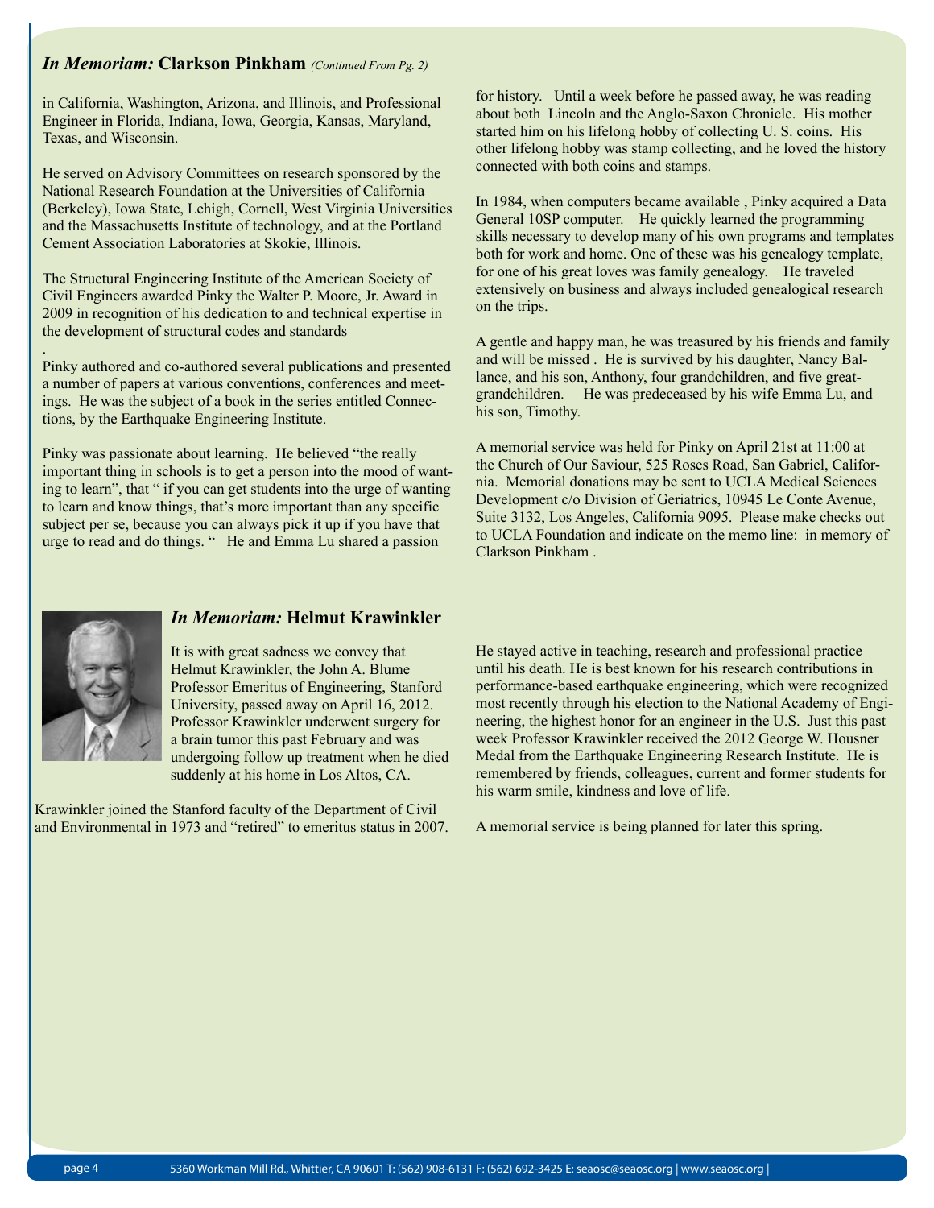## *In Memoriam:* Clarkson Pinkham *(Continued From Pg. 2)*

in California, Washington, Arizona, and Illinois, and Professional Engineer in Florida, Indiana, Iowa, Georgia, Kansas, Maryland, Texas, and Wisconsin.

He served on Advisory Committees on research sponsored by the National Research Foundation at the Universities of California (Berkeley), Iowa State, Lehigh, Cornell, West Virginia Universities and the Massachusetts Institute of technology, and at the Portland Cement Association Laboratories at Skokie, Illinois.

The Structural Engineering Institute of the American Society of Civil Engineers awarded Pinky the Walter P. Moore, Jr. Award in 2009 in recognition of his dedication to and technical expertise in the development of structural codes and standards

.
Pinky authored and co-authored several publications and presented a number of papers at various conventions, conferences and meetings. He was the subject of a book in the series entitled Connections, by the Earthquake Engineering Institute.

Pinky was passionate about learning. He believed "the really important thing in schools is to get a person into the mood of wanting to learn", that " if you can get students into the urge of wanting to learn and know things, that's more important than any specific subject per se, because you can always pick it up if you have that urge to read and do things. " He and Emma Lu shared a passion for history. Until a week before he passed away, he was reading about both Lincoln and the Anglo-Saxon Chronicle. His mother started him on his lifelong hobby of collecting U. S. coins. His other lifelong hobby was stamp collecting, and he loved the history connected with both coins and stamps.

In 1984, when computers became available , Pinky acquired a Data General 10SP computer. He quickly learned the programming skills necessary to develop many of his own programs and templates both for work and home. One of these was his genealogy template, for one of his great loves was family genealogy. He traveled extensively on business and always included genealogical research on the trips.

A gentle and happy man, he was treasured by his friends and family and will be missed . He is survived by his daughter, Nancy Ballance, and his son, Anthony, four grandchildren, and five great-grandchildren. He was predeceased by his wife Emma Lu, and his son, Timothy.

A memorial service was held for Pinky on April 21st at 11:00 at the Church of Our Saviour, 525 Roses Road, San Gabriel, California. Memorial donations may be sent to UCLA Medical Sciences Development c/o Division of Geriatrics, 10945 Le Conte Avenue, Suite 3132, Los Angeles, California 9095. Please make checks out to UCLA Foundation and indicate on the memo line: in memory of Clarkson Pinkham .

## *In Memoriam:* Helmut Krawinkler

It is with great sadness we convey that Helmut Krawinkler, the John A. Blume Professor Emeritus of Engineering, Stanford University, passed away on April 16, 2012. Professor Krawinkler underwent surgery for a brain tumor this past February and was undergoing follow up treatment when he died suddenly at his home in Los Altos, CA.

Krawinkler joined the Stanford faculty of the Department of Civil and Environmental in 1973 and "retired" to emeritus status in 2007. He stayed active in teaching, research and professional practice until his death. He is best known for his research contributions in performance-based earthquake engineering, which were recognized most recently through his election to the National Academy of Engineering, the highest honor for an engineer in the U.S. Just this past week Professor Krawinkler received the 2012 George W. Housner Medal from the Earthquake Engineering Research Institute. He is remembered by friends, colleagues, current and former students for his warm smile, kindness and love of life.

A memorial service is being planned for later this spring.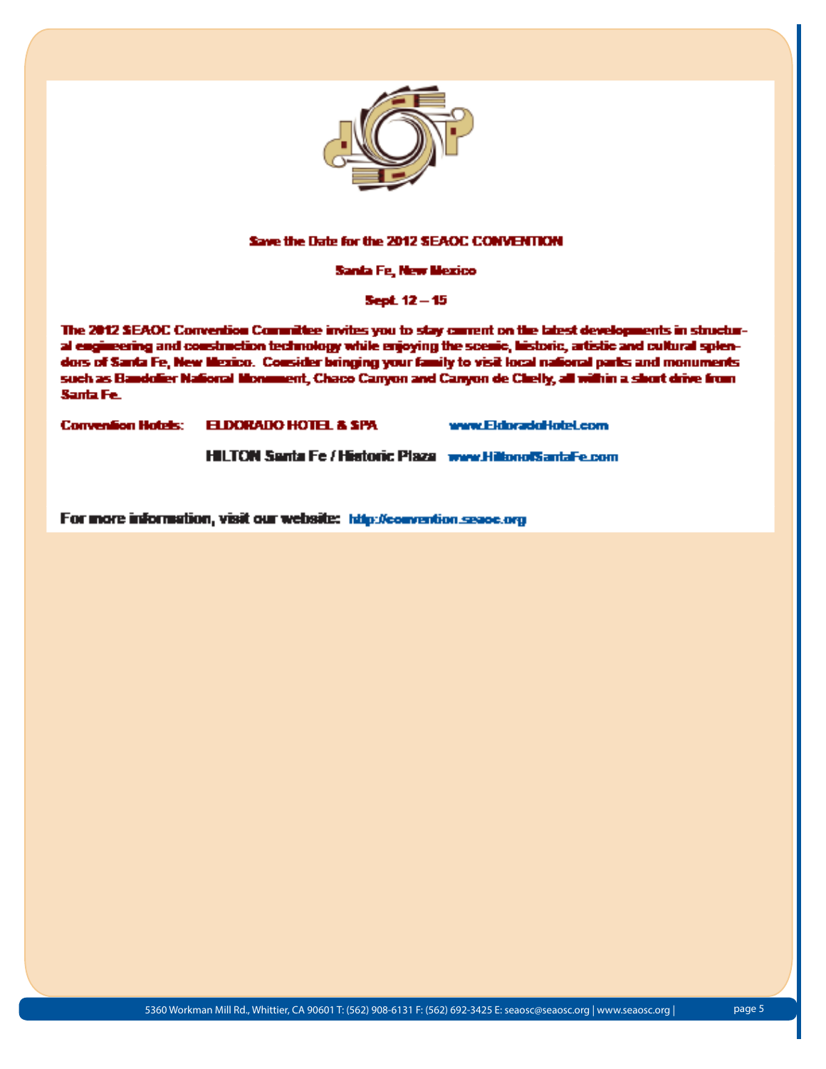**Save the Date for the 2012 SEAOC CONVENTION**

**Santa Fe, New Mexico**

**Sept. 12 – 15**

The 2012 SEAOC Convention Committee invites you to stay current on the latest developments in structural engineering and construction technology while enjoying the scenic, historic, artistic and cultural splendors of Santa Fe, New Mexico. Consider bringing your family to visit local national parks and monuments such as Bandolier National Monument, Chaco Canyon and Canyon de Chelly, all within a short drive from Santa Fe.

**Convention Hotels:** ELDORADO HOTEL & SPA www.EldoradoHotel.com

HILTON Santa Fe / Historic Plaza www.HiltonofSantaFe.com

For more information, visit our website: http://convention.seaoc.org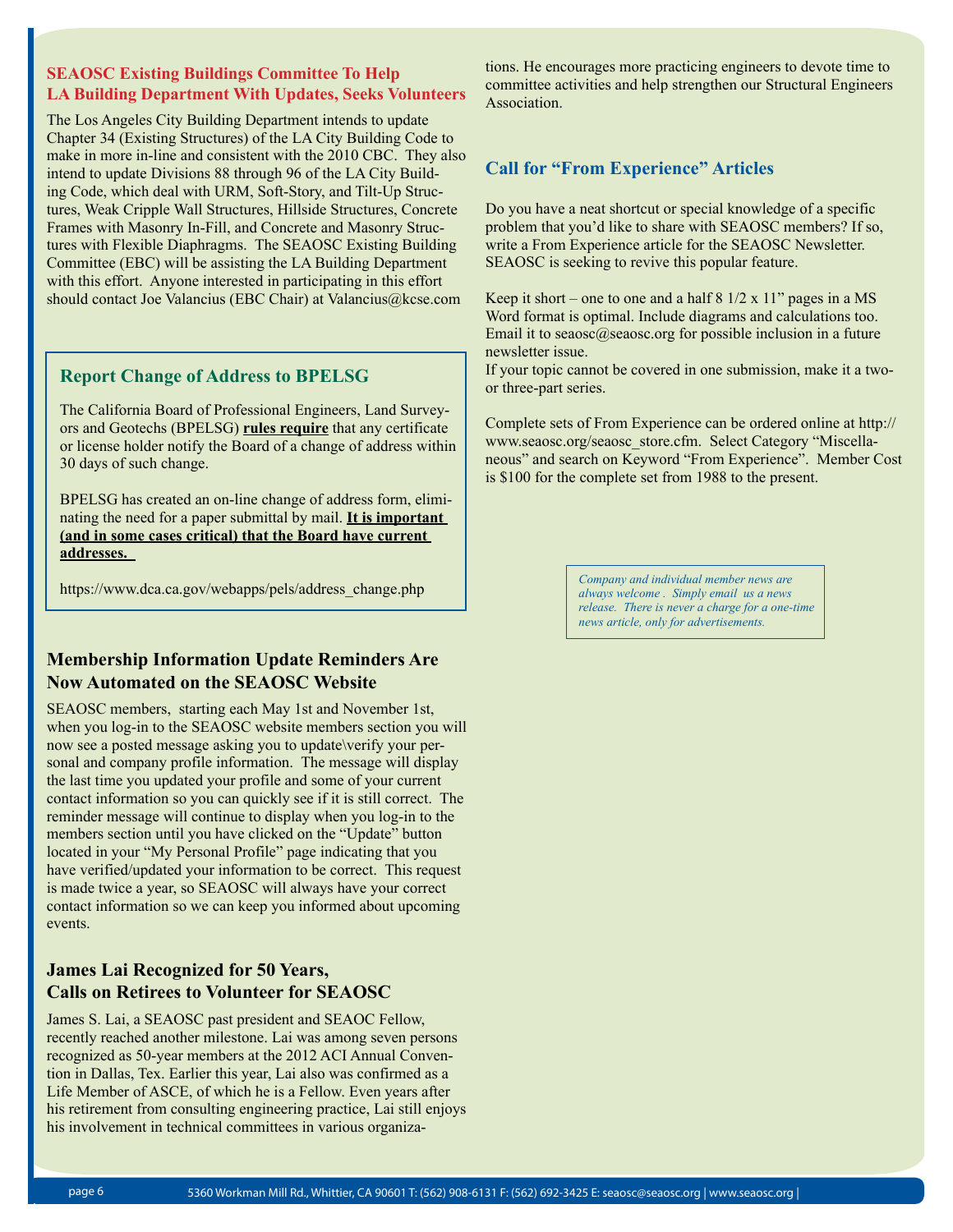## SEAOSC Existing Buildings Committee To Help LA Building Department With Updates, Seeks Volunteers

The Los Angeles City Building Department intends to update Chapter 34 (Existing Structures) of the LA City Building Code to make in more in-line and consistent with the 2010 CBC. They also intend to update Divisions 88 through 96 of the LA City Building Code, which deal with URM, Soft-Story, and Tilt-Up Structures, Weak Cripple Wall Structures, Hillside Structures, Concrete Frames with Masonry In-Fill, and Concrete and Masonry Structures with Flexible Diaphragms. The SEAOSC Existing Building Committee (EBC) will be assisting the LA Building Department with this effort. Anyone interested in participating in this effort should contact Joe Valancius (EBC Chair) at Valancius@kcse.com

## Report Change of Address to BPELSG

The California Board of Professional Engineers, Land Surveyors and Geotechs (BPELSG) **rules require** that any certificate or license holder notify the Board of a change of address within 30 days of such change.

BPELSG has created an on-line change of address form, eliminating the need for a paper submittal by mail. **It is important (and in some cases critical) that the Board have current addresses.**

https://www.dca.ca.gov/webapps/pels/address_change.php

## Membership Information Update Reminders Are Now Automated on the SEAOSC Website

SEAOSC members, starting each May 1st and November 1st, when you log-in to the SEAOSC website members section you will now see a posted message asking you to update\verify your personal and company profile information. The message will display the last time you updated your profile and some of your current contact information so you can quickly see if it is still correct. The reminder message will continue to display when you log-in to the members section until you have clicked on the "Update" button located in your "My Personal Profile" page indicating that you have verified/updated your information to be correct. This request is made twice a year, so SEAOSC will always have your correct contact information so we can keep you informed about upcoming events.

## James Lai Recognized for 50 Years, Calls on Retirees to Volunteer for SEAOSC

James S. Lai, a SEAOSC past president and SEAOC Fellow, recently reached another milestone. Lai was among seven persons recognized as 50-year members at the 2012 ACI Annual Convention in Dallas, Tex. Earlier this year, Lai also was confirmed as a Life Member of ASCE, of which he is a Fellow. Even years after his retirement from consulting engineering practice, Lai still enjoys his involvement in technical committees in various organizations. He encourages more practicing engineers to devote time to committee activities and help strengthen our Structural Engineers Association.

## Call for "From Experience" Articles

Do you have a neat shortcut or special knowledge of a specific problem that you'd like to share with SEAOSC members? If so, write a From Experience article for the SEAOSC Newsletter. SEAOSC is seeking to revive this popular feature.

Keep it short – one to one and a half 8 1/2 x 11" pages in a MS Word format is optimal. Include diagrams and calculations too. Email it to seaosc@seaosc.org for possible inclusion in a future newsletter issue.
If your topic cannot be covered in one submission, make it a two- or three-part series.

Complete sets of From Experience can be ordered online at http://www.seaosc.org/seaosc_store.cfm. Select Category "Miscellaneous" and search on Keyword "From Experience". Member Cost is $100 for the complete set from 1988 to the present.

*Company and individual member news are always welcome . Simply email us a news release. There is never a charge for a one-time news article, only for advertisements.*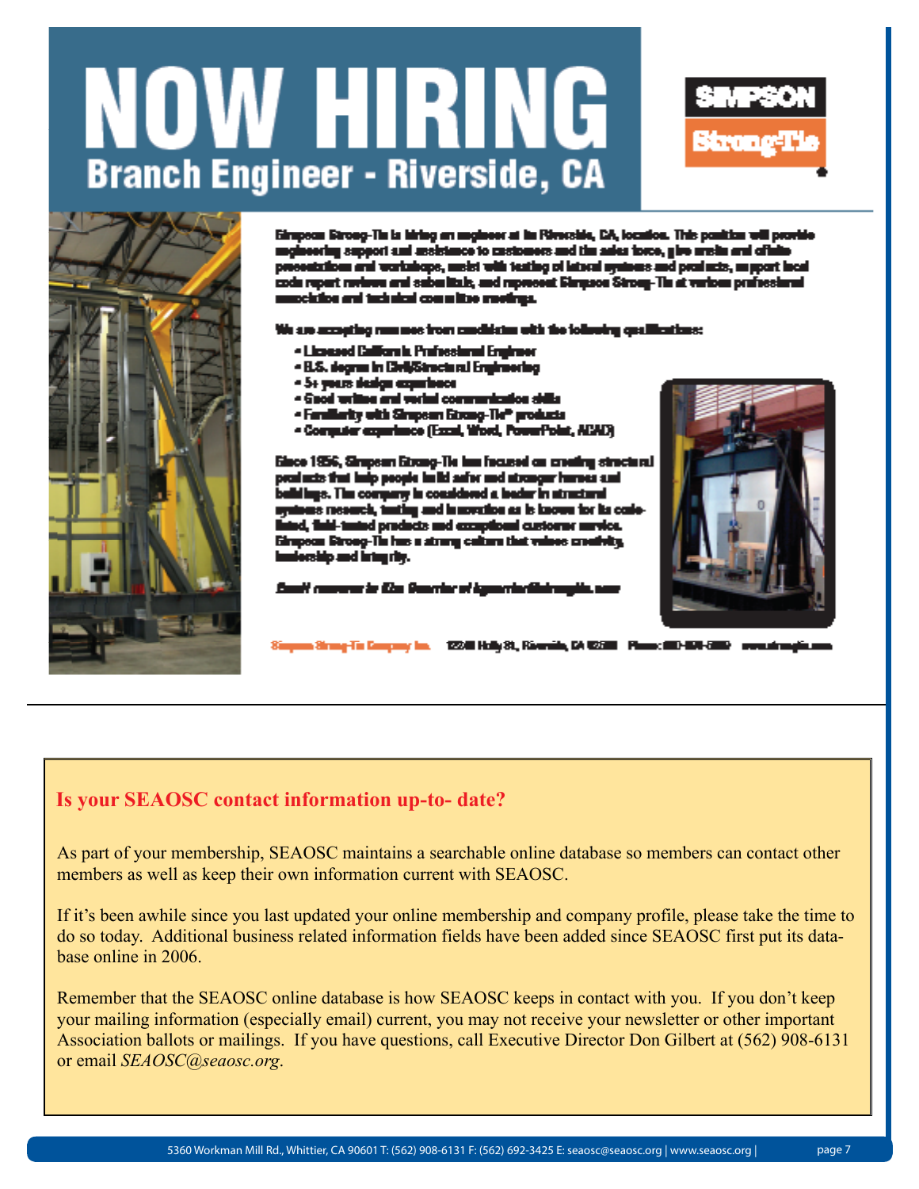# NOW HIRING

## Branch Engineer - Riverside, CA

SIMPSON Strong-Tie

Simpson Strong-Tie is hiring an engineer at its Riverside, CA, location. This position will provide engineering support and assistance to customers and the sales force, give onsite and offsite presentations and workshops, assist with testing of lateral systems and products, support local code report reviews and submittals, and represent Simpson Strong-Tie at various professional association and technical committee meetings.

We are accepting resumes from candidates with the following qualifications:

- Licensed California Professional Engineer
- B.S. degree in Civil/Structural Engineering
- 5+ years design experience
- Good written and verbal communication skills
- Familiarity with Simpson Strong-Tie® products
- Computer experience (Excel, Word, PowerPoint, ACAD)

Since 1956, Simpson Strong-Tie has focused on creating structural products that help people build safer and stronger homes and buildings. The company is considered a leader in structural systems research, testing and innovation as is known for its code-listed, field-tested products and exceptional customer service. Simpson Strong-Tie has a strong culture that values creativity, leadership and integrity.

*Email resumes to Kim Guerrier at kguerrier@strongtie.com*

Simpson Strong-Tie Company Inc. 12246 Holly St., Riverside, CA 92509 Phone: 800-999-5099 www.strongtie.com

---

### Is your SEAOSC contact information up-to- date?

As part of your membership, SEAOSC maintains a searchable online database so members can contact other members as well as keep their own information current with SEAOSC.

If it's been awhile since you last updated your online membership and company profile, please take the time to do so today. Additional business related information fields have been added since SEAOSC first put its database online in 2006.

Remember that the SEAOSC online database is how SEAOSC keeps in contact with you. If you don't keep your mailing information (especially email) current, you may not receive your newsletter or other important Association ballots or mailings. If you have questions, call Executive Director Don Gilbert at (562) 908-6131 or email *SEAOSC@seaosc.org*.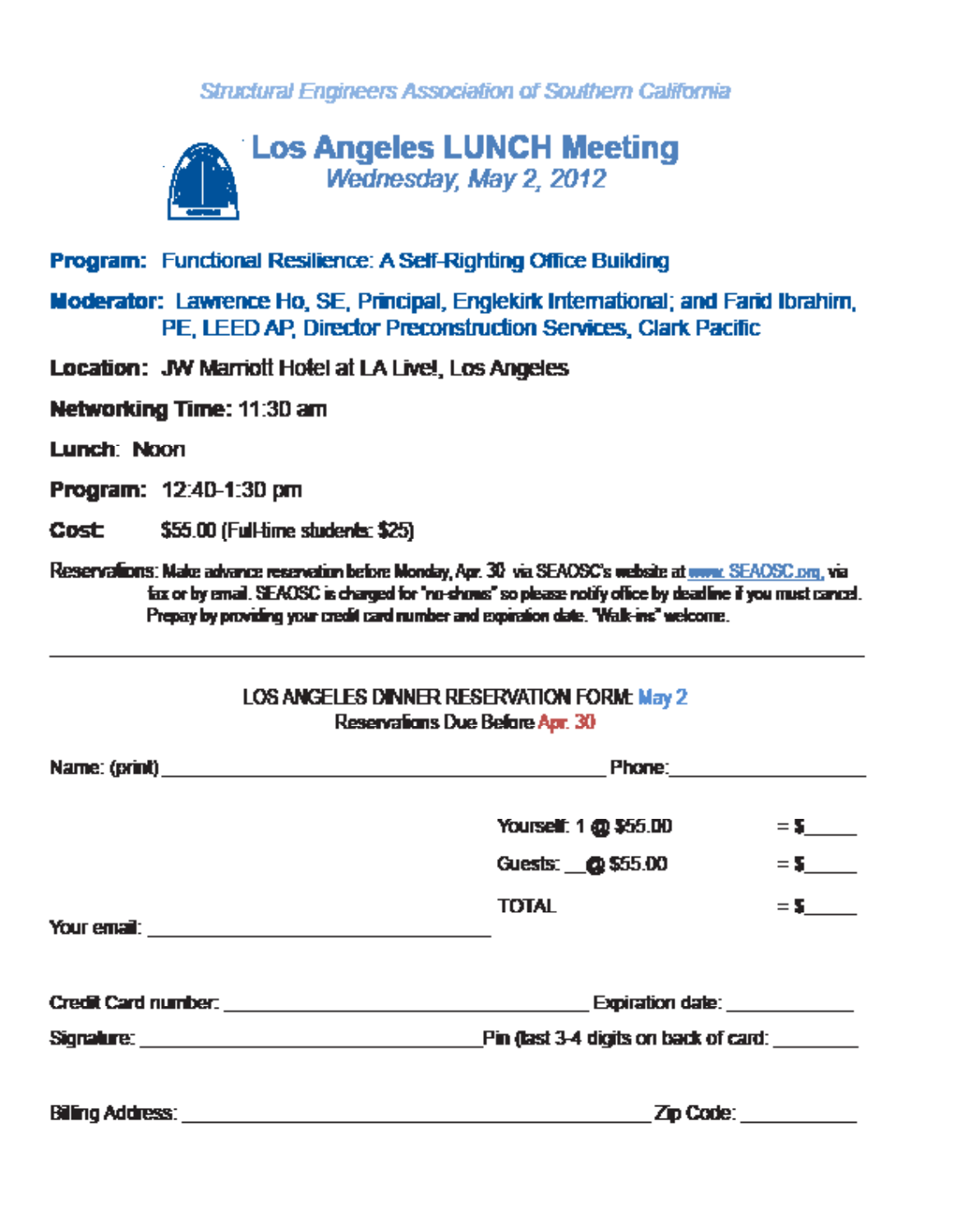*Structural Engineers Association of Southern California*

# Los Angeles LUNCH Meeting

*Wednesday, May 2, 2012*

**Program:** Functional Resilience: A Self-Righting Office Building

**Moderator:** Lawrence Ho, SE, Principal, Englekirk International; and Farid Ibrahim, PE, LEED AP, Director Preconstruction Services, Clark Pacific

**Location:** JW Marriott Hotel at LA Live!, Los Angeles

**Networking Time:** 11:30 am

**Lunch:** Noon

**Program:** 12:40-1:30 pm

**Cost:** $55.00 (Full-time students: $25)

Reservations: Make advance reservation before Monday, Apr. 30 via SEAOSC's website at www.SEAOSC.org, via fax or by email. SEAOSC is charged for "no-shows" so please notify office by deadline if you must cancel. Prepay by providing your credit card number and expiration date. "Walk-ins" welcome.

---

LOS ANGELES DINNER RESERVATION FORM: May 2
Reservations Due Before Apr. 30

Name: (print) ______________________________ Phone: ____________________

Yourself: 1 @ $55.00 = $_____

Guests: __@ $55.00 = $_____

TOTAL = $_____

Your email: ______________________________

Credit Card number: ______________________________ Expiration date: ____________

Signature: ______________________________ Pin (last 3-4 digits on back of card: ________

Billing Address: ______________________________ Zip Code: ___________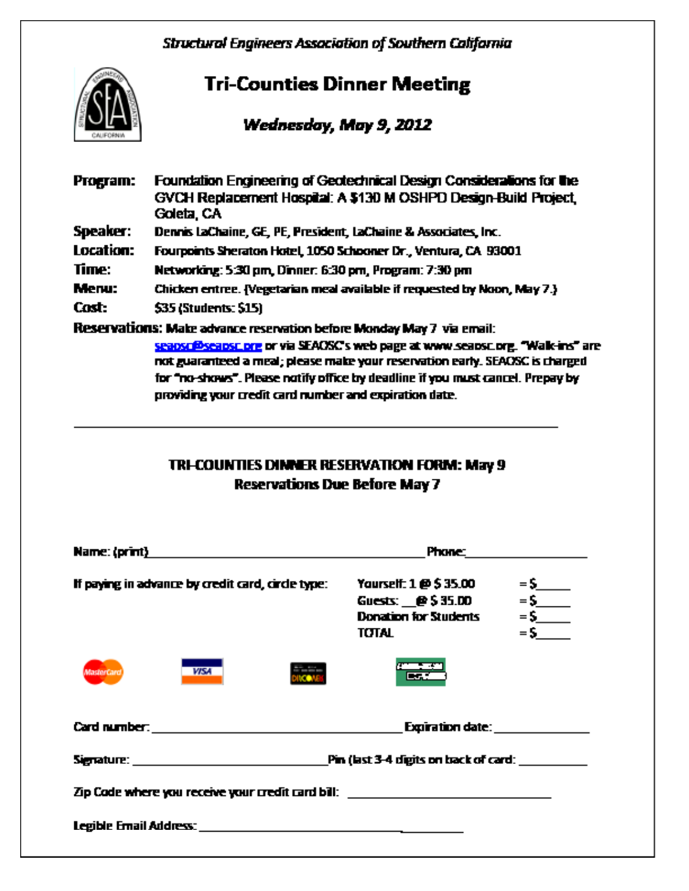*Structural Engineers Association of Southern California*

# Tri-Counties Dinner Meeting

***Wednesday, May 9, 2012***

**Program:** Foundation Engineering of Geotechnical Design Considerations for the GVCH Replacement Hospital: A $130 M OSHPD Design-Build Project, Goleta, CA

**Speaker:** Dennis LaChaine, GE, PE, President, LaChaine & Associates, Inc.

**Location:** Fourpoints Sheraton Hotel, 1050 Schooner Dr., Ventura, CA 93001

**Time:** Networking: 5:30 pm, Dinner: 6:30 pm, Program: 7:30 pm

**Menu:** Chicken entree. (Vegetarian meal available if requested by Noon, May 7.)

**Cost:** $35 (Students: $15)

**Reservations:** Make advance reservation before Monday May 7 via email: seaosc@seaosc.org or via SEAOSC's web page at www.seaosc.org. "Walk-ins" are not guaranteed a meal; please make your reservation early. SEAOSC is charged for "no-shows". Please notify office by deadline if you must cancel. Prepay by providing your credit card number and expiration date.

---

**TRI-COUNTIES DINNER RESERVATION FORM: May 9**
**Reservations Due Before May 7**

Name: (print)\_\_\_\_\_\_\_\_\_\_\_\_\_\_\_\_\_\_\_\_\_\_\_\_\_\_\_\_\_\_\_\_\_\_\_\_\_\_\_\_ Phone:\_\_\_\_\_\_\_\_\_\_\_\_\_\_\_\_\_\_

If paying in advance by credit card, circle type:

| | |
|---|---|
| Yourself: 1 @ $ 35.00 | = $\_\_\_\_\_ |
| Guests: \_\_@ $ 35.00 | = $\_\_\_\_\_ |
| Donation for Students | = $\_\_\_\_\_ |
| TOTAL | = $\_\_\_\_\_ |

MasterCard VISA DISCOVER American Express

Card number: \_\_\_\_\_\_\_\_\_\_\_\_\_\_\_\_\_\_\_\_\_\_\_\_\_\_\_\_\_\_\_\_\_\_\_\_\_\_ Expiration date: \_\_\_\_\_\_\_\_\_\_\_\_\_\_

Signature: \_\_\_\_\_\_\_\_\_\_\_\_\_\_\_\_\_\_\_\_\_\_\_\_\_\_\_\_\_\_ Pin (last 3-4 digits on back of card: \_\_\_\_\_\_\_\_\_\_

Zip Code where you receive your credit card bill: \_\_\_\_\_\_\_\_\_\_\_\_\_\_\_\_\_\_\_\_\_\_\_\_\_\_\_\_\_\_\_\_

Legible Email Address: \_\_\_\_\_\_\_\_\_\_\_\_\_\_\_\_\_\_\_\_\_\_\_\_\_\_\_\_\_\_\_\_\_\_\_\_\_\_\_\_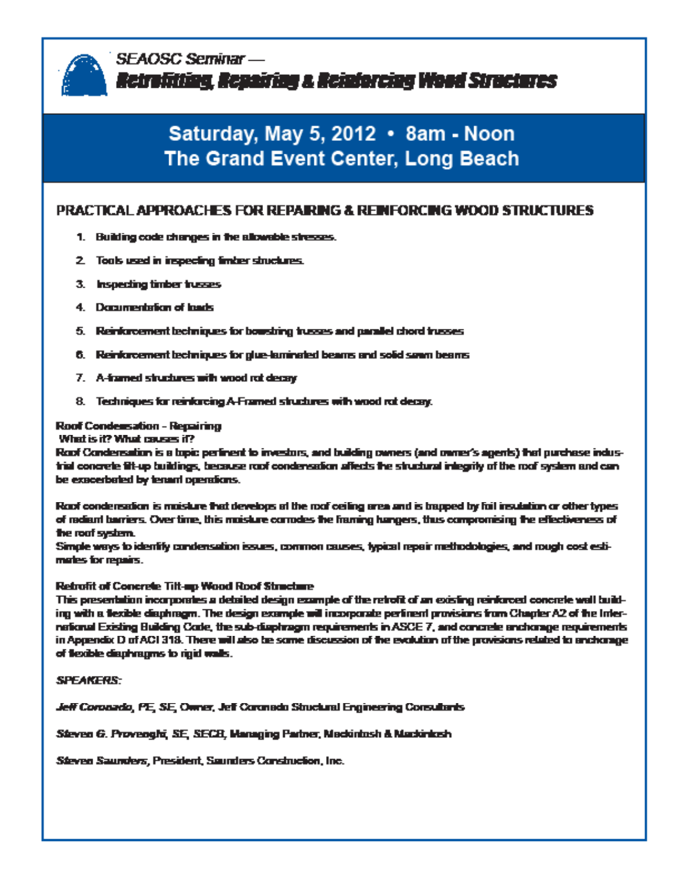*SEAOSC Seminar —*

# Retrofitting, Repairing & Reinforcing Wood Structures

## Saturday, May 5, 2012 • 8am - Noon
## The Grand Event Center, Long Beach

### PRACTICAL APPROACHES FOR REPAIRING & REINFORCING WOOD STRUCTURES

1. Building code changes in the allowable stresses.
2. Tools used in inspecting timber structures.
3. Inspecting timber trusses
4. Documentation of loads
5. Reinforcement techniques for bowstring trusses and parallel chord trusses
6. Reinforcement techniques for glue-laminated beams and solid sawn beams
7. A-framed structures with wood rot decay
8. Techniques for reinforcing A-Framed structures with wood rot decay.

**Roof Condensation - Repairing**

**What is it? What causes it?**

Roof Condensation is a topic pertinent to investors, and building owners (and owner's agents) that purchase industrial concrete tilt-up buildings, because roof condensation affects the structural integrity of the roof system and can be exacerbated by tenant operations.

Roof condensation is moisture that develops at the roof ceiling area and is trapped by foil insulation or other types of radiant barriers. Over time, this moisture corrodes the framing hangers, thus compromising the effectiveness of the roof system.

Simple ways to identify condensation issues, common causes, typical repair methodologies, and rough cost estimates for repairs.

**Retrofit of Concrete Tilt-up Wood Roof Structure**

This presentation incorporates a detailed design example of the retrofit of an existing reinforced concrete wall building with a flexible diaphragm. The design example will incorporate pertinent provisions from Chapter A2 of the International Existing Building Code, the sub-diaphragm requirements in ASCE 7, and concrete anchorage requirements in Appendix D of ACI 318. There will also be some discussion of the evolution of the provisions related to anchorage of flexible diaphragms to rigid walls.

***SPEAKERS:***

***Jeff Coronado**, PE, SE,* Owner, Jeff Coronado Structural Engineering Consultants

***Steven G. Provenghi**, SE, SECB,* Managing Partner, Mackintosh & Mackintosh

***Steven Saunders**,* President, Saunders Construction, Inc.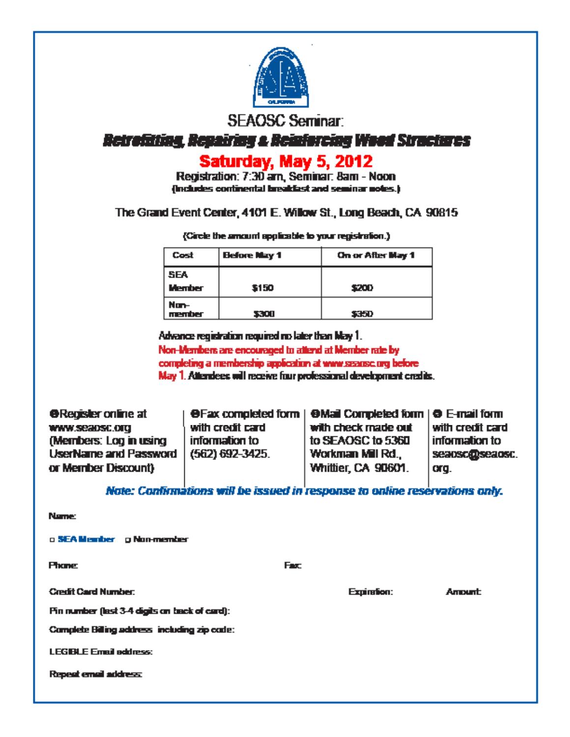SEAOSC Seminar:

## *Retrofitting, Repairing & Reinforcing Wood Structures*

## Saturday, May 5, 2012

Registration: 7:30 am, Seminar: 8am - Noon

(Includes continental breakfast and seminar notes.)

The Grand Event Center, 4101 E. Willow St., Long Beach, CA 90815

(Circle the amount applicable to your registration.)

| Cost | Before May 1 | On or After May 1 |
|---|---|---|
| SEA Member | $150 | $200 |
| Non-member | $300 | $350 |

Advance registration required no later than May 1.

Non-Members are encouraged to attend at Member rate by completing a membership application at www.seaosc.org before May 1. Attendees will receive four professional development credits.

❶Register online at www.seaosc.org (Members: Log in using UserName and Password or Member Discount)

❷Fax completed form with credit card information to (562) 692-3425.

❸Mail Completed form with check made out to SEAOSC to 5360 Workman Mill Rd., Whittier, CA 90601.

❹ E-mail form with credit card information to seaosc@seaosc.org.

***Note: Confirmations will be issued in response to online reservations only.***

Name:

□ SEA Member □ Non-member

Phone: Fax:

Credit Card Number: Expiration: Amount:

Pin number (last 3-4 digits on back of card):

Complete Billing address including zip code:

LEGIBLE Email address:

Repeat email address: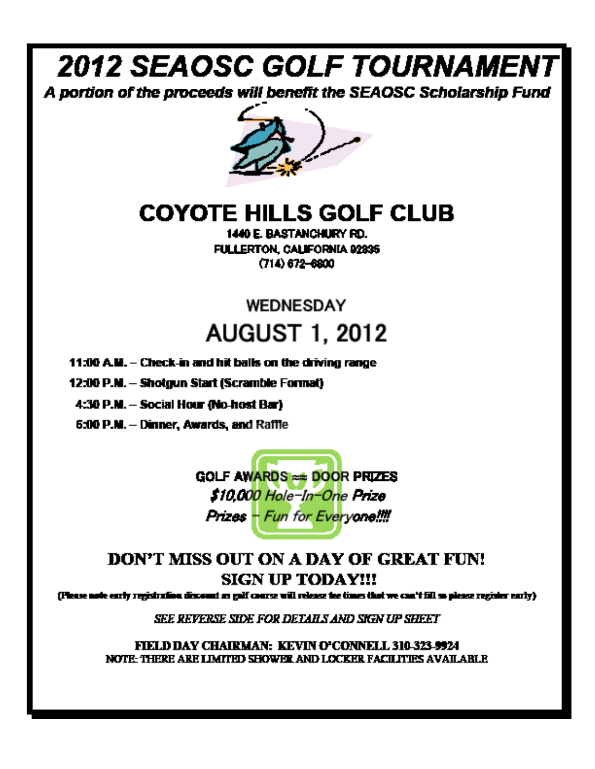# 2012 SEAOSC GOLF TOURNAMENT

***A portion of the proceeds will benefit the SEAOSC Scholarship Fund***

## COYOTE HILLS GOLF CLUB

**1440 E. BASTANCHURY RD.**
**FULLERTON, CALIFORNIA 92835**
**(714) 672-6800**

### WEDNESDAY

## AUGUST 1, 2012

**11:00 A.M. – Check-in and hit balls on the driving range**

**12:00 P.M. – Shotgun Start (Scramble Format)**

**4:30 P.M. – Social Hour (No-host Bar)**

**6:00 P.M. – Dinner, Awards, and Raffle**

**GOLF AWARDS ≈ DOOR PRIZES**

***$10,000 Hole-In-One Prize***

***Prizes – Fun for Everyone!!!!***

**DON'T MISS OUT ON A DAY OF GREAT FUN!**

**SIGN UP TODAY!!!**

**(Please note early registration discount as golf course will release tee times that we can't fill so please register early)**

***SEE REVERSE SIDE FOR DETAILS AND SIGN UP SHEET***

**FIELD DAY CHAIRMAN: KEVIN O'CONNELL 310-323-9924**

**NOTE: THERE ARE LIMITED SHOWER AND LOCKER FACILITIES AVAILABLE**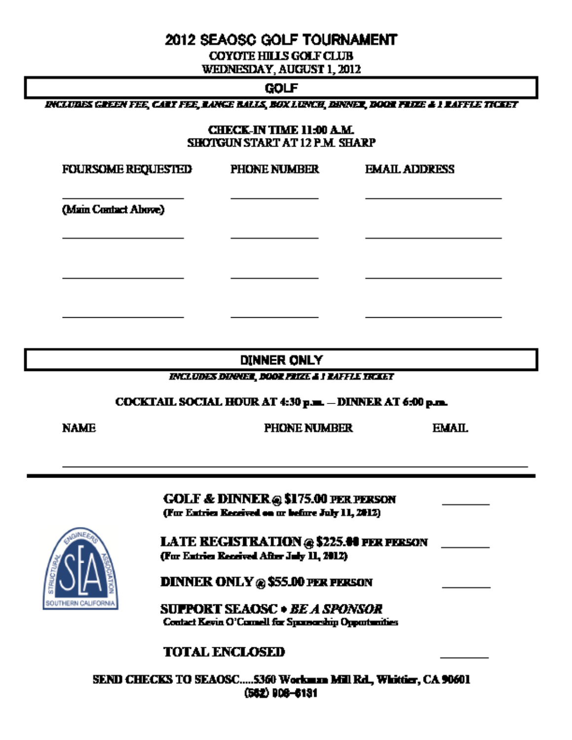# 2012 SEAOSC GOLF TOURNAMENT

**COYOTE HILLS GOLF CLUB**
**WEDNESDAY, AUGUST 1, 2012**

## GOLF

***INCLUDES GREEN FEE, CART FEE, RANGE BALLS, BOX LUNCH, DINNER, DOOR PRIZE & 1 RAFFLE TICKET***

**CHECK-IN TIME 11:00 A.M.**
**SHOTGUN START AT 12 P.M. SHARP**

| FOURSOME REQUESTED | PHONE NUMBER | EMAIL ADDRESS |
|---|---|---|
| ____________ (Main Contact Above) | ____________ | ____________ |
| ____________ | ____________ | ____________ |
| ____________ | ____________ | ____________ |
| ____________ | ____________ | ____________ |

## DINNER ONLY

***INCLUDES DINNER, DOOR PRIZE & 1 RAFFLE TICKET***

**COCKTAIL SOCIAL HOUR AT 4:30 p.m. – DINNER AT 6:00 p.m.**

| NAME | PHONE NUMBER | EMAIL |
|---|---|---|
| ____________ | ____________ | ____________ |

---

STRUCTURAL ENGINEERS ASSOCIATION SOUTHERN CALIFORNIA

**GOLF & DINNER @ $175.00 PER PERSON** ________
(For Entries Received on or before July 11, 2012)

**LATE REGISTRATION @ $225.00 PER PERSON** ________
(For Entries Received After July 11, 2012)

**DINNER ONLY @ $55.00 PER PERSON** ________

**SUPPORT SEAOSC • *BE A SPONSOR***
Contact Kevin O'Connell for Sponsorship Opportunities

**TOTAL ENCLOSED** ________

**SEND CHECKS TO SEAOSC.....5360 Workman Mill Rd., Whittier, CA 90601**
**(562) 908-6131**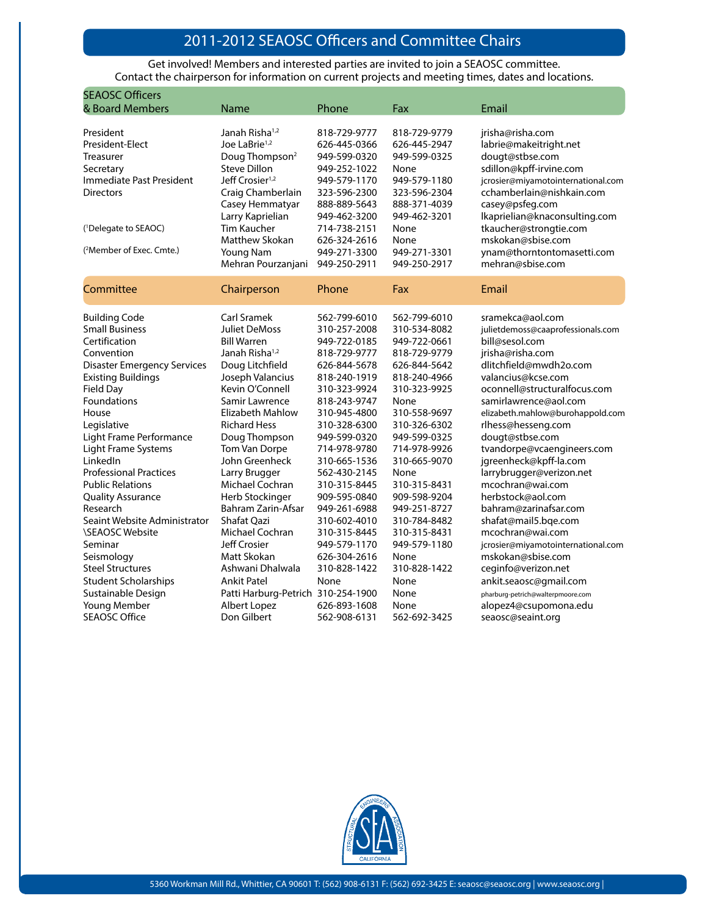# 2011-2012 SEAOSC Officers and Committee Chairs

Get involved! Members and interested parties are invited to join a SEAOSC committee.
Contact the chairperson for information on current projects and meeting times, dates and locations.

| SEAOSC Officers & Board Members | Name | Phone | Fax | Email |
|---|---|---|---|---|
| President | Janah Risha[1,2] | 818-729-9777 | 818-729-9779 | jrisha@risha.com |
| President-Elect | Joe LaBrie[1,2] | 626-445-0366 | 626-445-2947 | labrie@makeitright.net |
| Treasurer | Doug Thompson[2] | 949-599-0320 | 949-599-0325 | dougt@stbse.com |
| Secretary | Steve Dillon | 949-252-1022 | None | sdillon@kpff-irvine.com |
| Immediate Past President | Jeff Crosier[1,2] | 949-579-1170 | 949-579-1180 | jcrosier@miyamotointernational.com |
| Directors | Craig Chamberlain | 323-596-2300 | 323-596-2304 | cchamberlain@nishkain.com |
| | Casey Hemmatyar | 888-889-5643 | 888-371-4039 | casey@psfeg.com |
| | Larry Kaprielian | 949-462-3200 | 949-462-3201 | lkaprielian@knaconsulting.com |
| ([1]Delegate to SEAOC) | Tim Kaucher | 714-738-2151 | None | tkaucher@strongtie.com |
| | Matthew Skokan | 626-324-2616 | None | mskokan@sbise.com |
| ([2]Member of Exec. Cmte.) | Young Nam | 949-271-3300 | 949-271-3301 | ynam@thorntontomasetti.com |
| | Mehran Pourzanjani | 949-250-2911 | 949-250-2917 | mehran@sbise.com |

| Committee | Chairperson | Phone | Fax | Email |
|---|---|---|---|---|
| Building Code | Carl Sramek | 562-799-6010 | 562-799-6010 | sramekca@aol.com |
| Small Business | Juliet DeMoss | 310-257-2008 | 310-534-8082 | julietdemoss@caaprofessionals.com |
| Certification | Bill Warren | 949-722-0185 | 949-722-0661 | bill@sesol.com |
| Convention | Janah Risha[1,2] | 818-729-9777 | 818-729-9779 | jrisha@risha.com |
| Disaster Emergency Services | Doug Litchfield | 626-844-5678 | 626-844-5642 | dlitchfield@mwdh2o.com |
| Existing Buildings | Joseph Valancius | 818-240-1919 | 818-240-4966 | valancius@kcse.com |
| Field Day | Kevin O'Connell | 310-323-9924 | 310-323-9925 | oconnell@structuralfocus.com |
| Foundations | Samir Lawrence | 818-243-9747 | None | samirlawrence@aol.com |
| House | Elizabeth Mahlow | 310-945-4800 | 310-558-9697 | elizabeth.mahlow@burohappold.com |
| Legislative | Richard Hess | 310-328-6300 | 310-326-6302 | rlhess@hesseng.com |
| Light Frame Performance | Doug Thompson | 949-599-0320 | 949-599-0325 | dougt@stbse.com |
| Light Frame Systems | Tom Van Dorpe | 714-978-9780 | 714-978-9926 | tvandorpe@vcaengineers.com |
| LinkedIn | John Greenheck | 310-665-1536 | 310-665-9070 | jgreenheck@kpff-la.com |
| Professional Practices | Larry Brugger | 562-430-2145 | None | larrybrugger@verizon.net |
| Public Relations | Michael Cochran | 310-315-8445 | 310-315-8431 | mcochran@wai.com |
| Quality Assurance | Herb Stockinger | 909-595-0840 | 909-598-9204 | herbstock@aol.com |
| Research | Bahram Zarin-Afsar | 949-261-6988 | 949-251-8727 | bahram@zarinafsar.com |
| Seaint Website Administrator | Shafat Qazi | 310-602-4010 | 310-784-8482 | shafat@mail5.bqe.com |
| \SEAOSC Website | Michael Cochran | 310-315-8445 | 310-315-8431 | mcochran@wai.com |
| Seminar | Jeff Crosier | 949-579-1170 | 949-579-1180 | jcrosier@miyamotointernational.com |
| Seismology | Matt Skokan | 626-304-2616 | None | mskokan@sbise.com |
| Steel Structures | Ashwani Dhalwala | 310-828-1422 | 310-828-1422 | ceginfo@verizon.net |
| Student Scholarships | Ankit Patel | None | None | ankit.seaosc@gmail.com |
| Sustainable Design | Patti Harburg-Petrich | 310-254-1900 | None | pharburg-petrich@walterpmoore.com |
| Young Member | Albert Lopez | 626-893-1608 | None | alopez4@csupomona.edu |
| SEAOSC Office | Don Gilbert | 562-908-6131 | 562-692-3425 | seaosc@seaint.org |

5360 Workman Mill Rd., Whittier, CA 90601 T: (562) 908-6131 F: (562) 692-3425 E: seaosc@seaosc.org | www.seaosc.org |